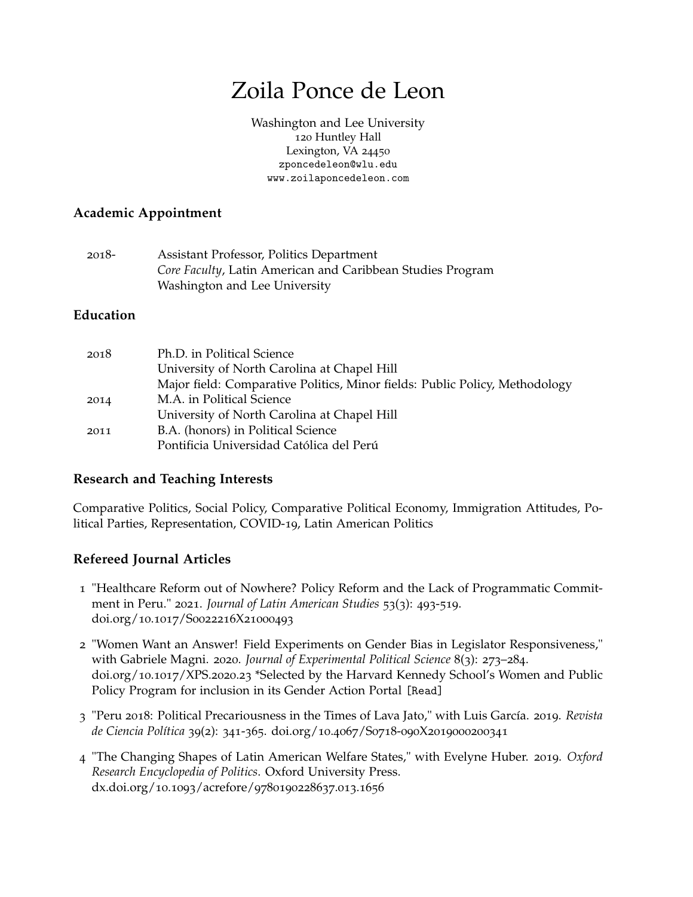# Zoila Ponce de Leon

Washington and Lee University
120 Huntley Hall
Lexington, VA 24450
zponcedeleon@wlu.edu
www.zoilaponcedeleon.com

## Academic Appointment

2018- Assistant Professor, Politics Department
*Core Faculty*, Latin American and Caribbean Studies Program
Washington and Lee University

## Education

2018 Ph.D. in Political Science
University of North Carolina at Chapel Hill
Major field: Comparative Politics, Minor fields: Public Policy, Methodology

2014 M.A. in Political Science
University of North Carolina at Chapel Hill

2011 B.A. (honors) in Political Science
Pontificia Universidad Católica del Perú

## Research and Teaching Interests

Comparative Politics, Social Policy, Comparative Political Economy, Immigration Attitudes, Political Parties, Representation, COVID-19, Latin American Politics

## Refereed Journal Articles

1. "Healthcare Reform out of Nowhere? Policy Reform and the Lack of Programmatic Commitment in Peru." 2021. *Journal of Latin American Studies* 53(3): 493-519. doi.org/10.1017/S0022216X21000493

2. "Women Want an Answer! Field Experiments on Gender Bias in Legislator Responsiveness," with Gabriele Magni. 2020. *Journal of Experimental Political Science* 8(3): 273–284. doi.org/10.1017/XPS.2020.23 *Selected by the Harvard Kennedy School's Women and Public Policy Program for inclusion in its Gender Action Portal [Read]

3. "Peru 2018: Political Precariousness in the Times of Lava Jato," with Luis García. 2019. *Revista de Ciencia Política* 39(2): 341-365. doi.org/10.4067/S0718-090X2019000200341

4. "The Changing Shapes of Latin American Welfare States," with Evelyne Huber. 2019. *Oxford Research Encyclopedia of Politics*. Oxford University Press. dx.doi.org/10.1093/acrefore/9780190228637.013.1656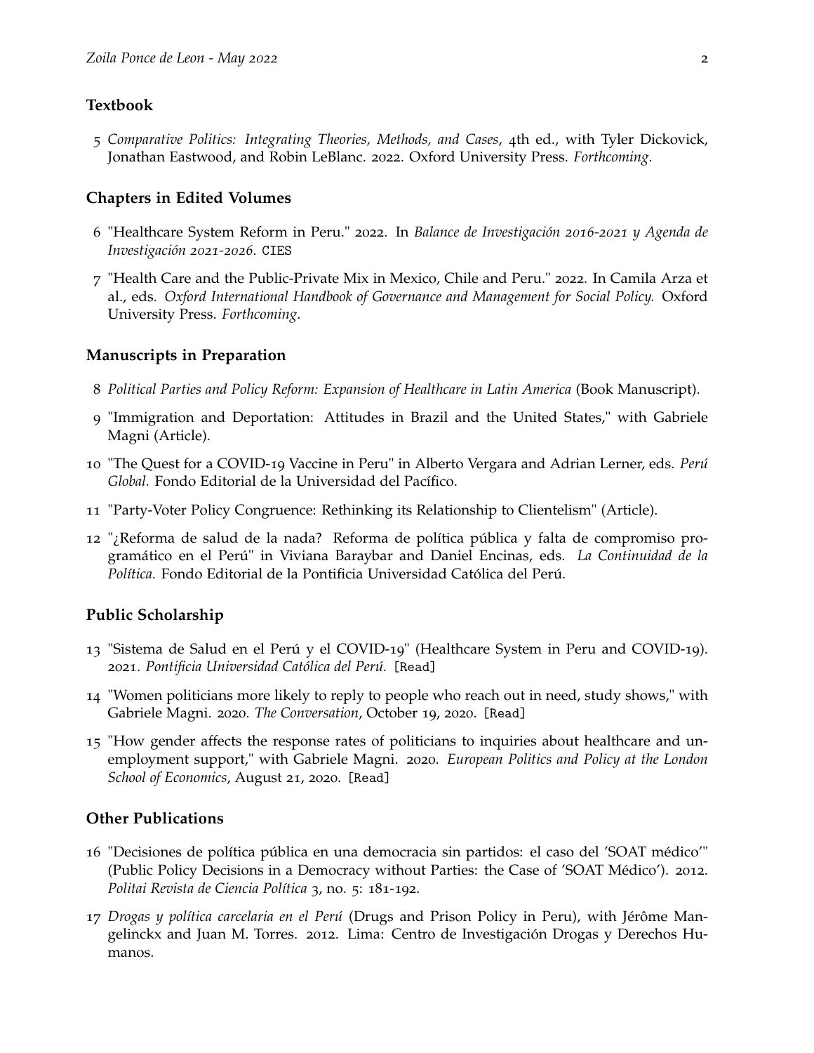### Textbook

5 *Comparative Politics: Integrating Theories, Methods, and Cases*, 4th ed., with Tyler Dickovick, Jonathan Eastwood, and Robin LeBlanc. 2022. Oxford University Press. *Forthcoming*.

### Chapters in Edited Volumes

6 "Healthcare System Reform in Peru." 2022. In *Balance de Investigación 2016-2021 y Agenda de Investigación 2021-2026*. CIES

7 "Health Care and the Public-Private Mix in Mexico, Chile and Peru." 2022. In Camila Arza et al., eds. *Oxford International Handbook of Governance and Management for Social Policy.* Oxford University Press. *Forthcoming*.

### Manuscripts in Preparation

8 *Political Parties and Policy Reform: Expansion of Healthcare in Latin America* (Book Manuscript).

9 "Immigration and Deportation: Attitudes in Brazil and the United States," with Gabriele Magni (Article).

10 "The Quest for a COVID-19 Vaccine in Peru" in Alberto Vergara and Adrian Lerner, eds. *Perú Global.* Fondo Editorial de la Universidad del Pacífico.

11 "Party-Voter Policy Congruence: Rethinking its Relationship to Clientelism" (Article).

12 "¿Reforma de salud de la nada? Reforma de política pública y falta de compromiso programático en el Perú" in Viviana Baraybar and Daniel Encinas, eds. *La Continuidad de la Política.* Fondo Editorial de la Pontificia Universidad Católica del Perú.

### Public Scholarship

13 "Sistema de Salud en el Perú y el COVID-19" (Healthcare System in Peru and COVID-19). 2021. *Pontificia Universidad Católica del Perú.* [Read]

14 "Women politicians more likely to reply to people who reach out in need, study shows," with Gabriele Magni. 2020. *The Conversation*, October 19, 2020. [Read]

15 "How gender affects the response rates of politicians to inquiries about healthcare and unemployment support," with Gabriele Magni. 2020. *European Politics and Policy at the London School of Economics*, August 21, 2020. [Read]

### Other Publications

16 "Decisiones de política pública en una democracia sin partidos: el caso del 'SOAT médico'" (Public Policy Decisions in a Democracy without Parties: the Case of 'SOAT Médico'). 2012. *Politai Revista de Ciencia Política* 3, no. 5: 181-192.

17 *Drogas y política carcelaria en el Perú* (Drugs and Prison Policy in Peru), with Jérôme Mangelinckx and Juan M. Torres. 2012. Lima: Centro de Investigación Drogas y Derechos Humanos.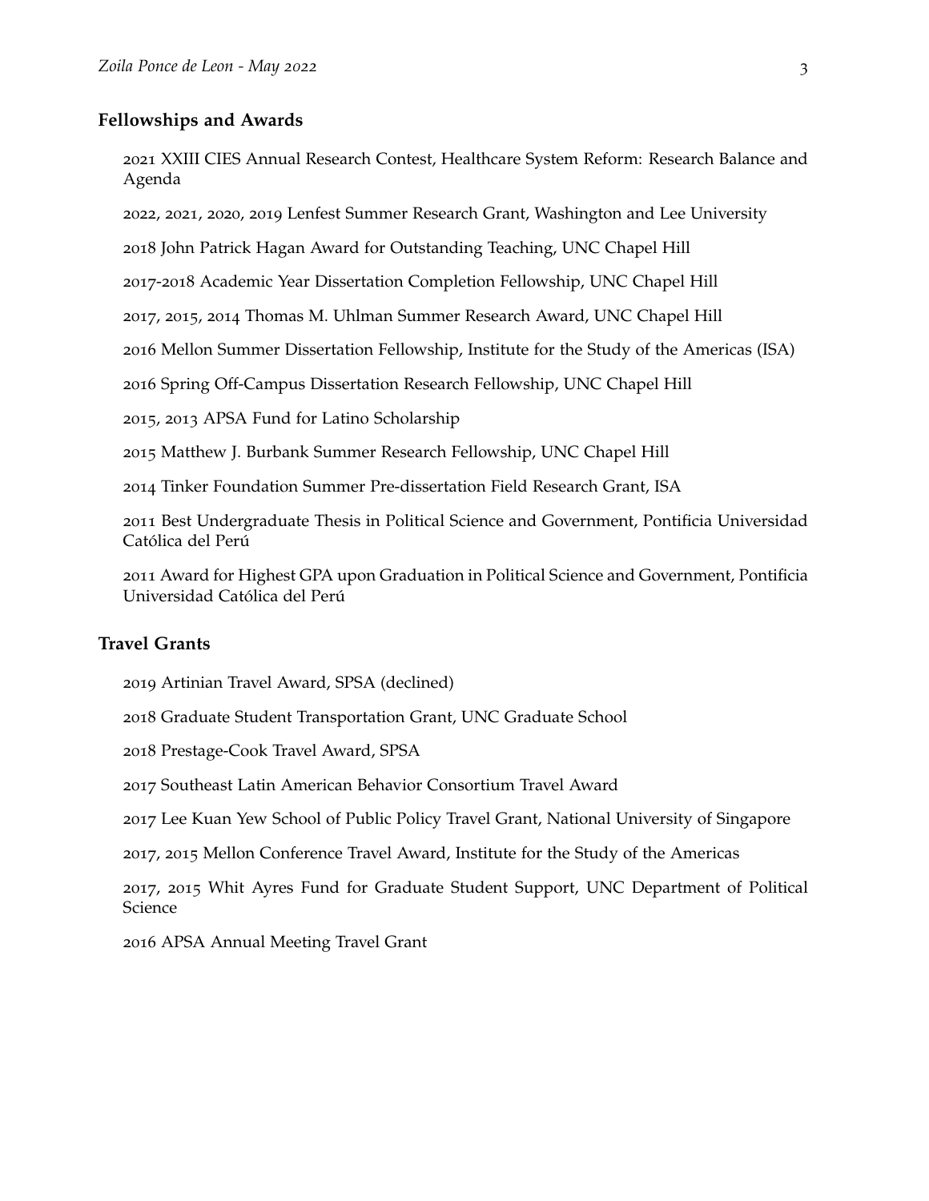## Fellowships and Awards

2021 XXIII CIES Annual Research Contest, Healthcare System Reform: Research Balance and Agenda

2022, 2021, 2020, 2019 Lenfest Summer Research Grant, Washington and Lee University

2018 John Patrick Hagan Award for Outstanding Teaching, UNC Chapel Hill

2017-2018 Academic Year Dissertation Completion Fellowship, UNC Chapel Hill

2017, 2015, 2014 Thomas M. Uhlman Summer Research Award, UNC Chapel Hill

2016 Mellon Summer Dissertation Fellowship, Institute for the Study of the Americas (ISA)

2016 Spring Off-Campus Dissertation Research Fellowship, UNC Chapel Hill

2015, 2013 APSA Fund for Latino Scholarship

2015 Matthew J. Burbank Summer Research Fellowship, UNC Chapel Hill

2014 Tinker Foundation Summer Pre-dissertation Field Research Grant, ISA

2011 Best Undergraduate Thesis in Political Science and Government, Pontificia Universidad Católica del Perú

2011 Award for Highest GPA upon Graduation in Political Science and Government, Pontificia Universidad Católica del Perú

## Travel Grants

2019 Artinian Travel Award, SPSA (declined)

2018 Graduate Student Transportation Grant, UNC Graduate School

2018 Prestage-Cook Travel Award, SPSA

2017 Southeast Latin American Behavior Consortium Travel Award

2017 Lee Kuan Yew School of Public Policy Travel Grant, National University of Singapore

2017, 2015 Mellon Conference Travel Award, Institute for the Study of the Americas

2017, 2015 Whit Ayres Fund for Graduate Student Support, UNC Department of Political Science

2016 APSA Annual Meeting Travel Grant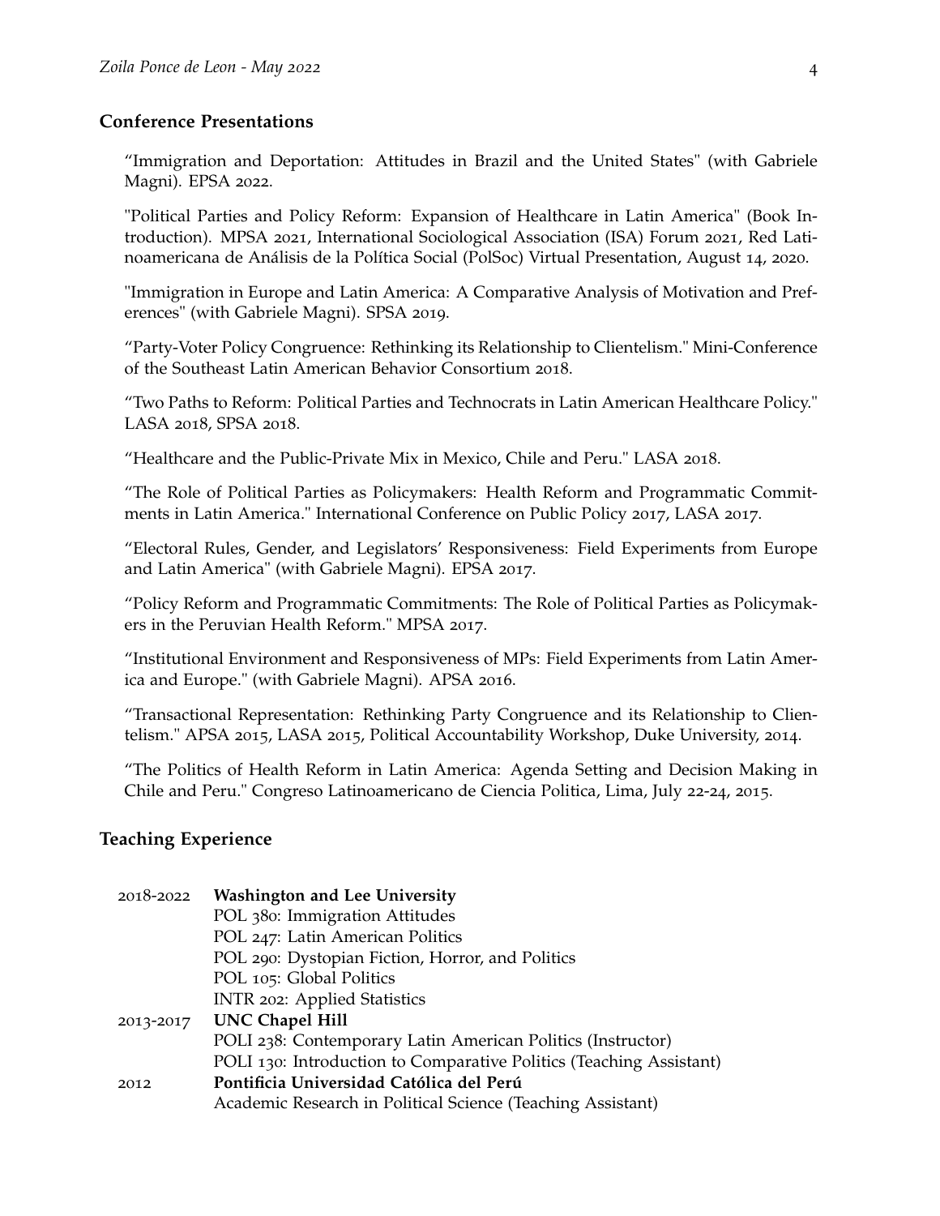## Conference Presentations

"Immigration and Deportation: Attitudes in Brazil and the United States" (with Gabriele Magni). EPSA 2022.

"Political Parties and Policy Reform: Expansion of Healthcare in Latin America" (Book Introduction). MPSA 2021, International Sociological Association (ISA) Forum 2021, Red Latinoamericana de Análisis de la Política Social (PolSoc) Virtual Presentation, August 14, 2020.

"Immigration in Europe and Latin America: A Comparative Analysis of Motivation and Preferences" (with Gabriele Magni). SPSA 2019.

"Party-Voter Policy Congruence: Rethinking its Relationship to Clientelism." Mini-Conference of the Southeast Latin American Behavior Consortium 2018.

"Two Paths to Reform: Political Parties and Technocrats in Latin American Healthcare Policy." LASA 2018, SPSA 2018.

"Healthcare and the Public-Private Mix in Mexico, Chile and Peru." LASA 2018.

"The Role of Political Parties as Policymakers: Health Reform and Programmatic Commitments in Latin America." International Conference on Public Policy 2017, LASA 2017.

"Electoral Rules, Gender, and Legislators' Responsiveness: Field Experiments from Europe and Latin America" (with Gabriele Magni). EPSA 2017.

"Policy Reform and Programmatic Commitments: The Role of Political Parties as Policymakers in the Peruvian Health Reform." MPSA 2017.

"Institutional Environment and Responsiveness of MPs: Field Experiments from Latin America and Europe." (with Gabriele Magni). APSA 2016.

"Transactional Representation: Rethinking Party Congruence and its Relationship to Clientelism." APSA 2015, LASA 2015, Political Accountability Workshop, Duke University, 2014.

"The Politics of Health Reform in Latin America: Agenda Setting and Decision Making in Chile and Peru." Congreso Latinoamericano de Ciencia Politica, Lima, July 22-24, 2015.

## Teaching Experience

2018-2022 **Washington and Lee University**
- POL 380: Immigration Attitudes
- POL 247: Latin American Politics
- POL 290: Dystopian Fiction, Horror, and Politics
- POL 105: Global Politics
- INTR 202: Applied Statistics

2013-2017 **UNC Chapel Hill**
- POLI 238: Contemporary Latin American Politics (Instructor)
- POLI 130: Introduction to Comparative Politics (Teaching Assistant)

2012 **Pontificia Universidad Católica del Perú**
- Academic Research in Political Science (Teaching Assistant)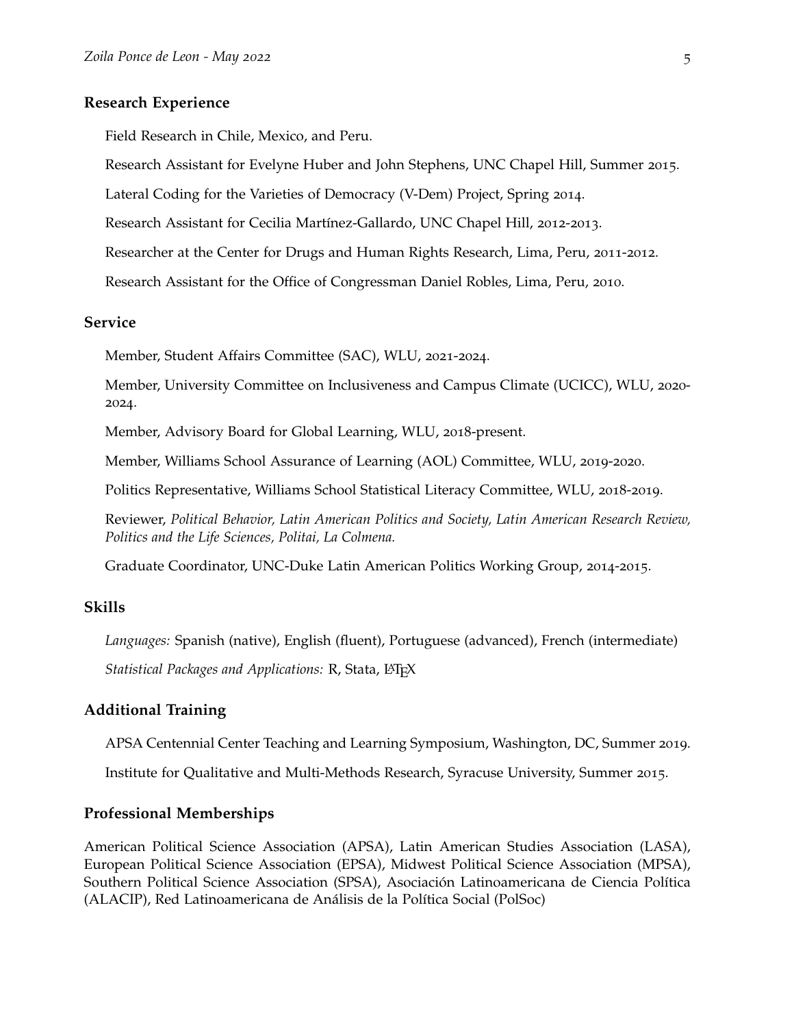## Research Experience

Field Research in Chile, Mexico, and Peru.

Research Assistant for Evelyne Huber and John Stephens, UNC Chapel Hill, Summer 2015.

Lateral Coding for the Varieties of Democracy (V-Dem) Project, Spring 2014.

Research Assistant for Cecilia Martínez-Gallardo, UNC Chapel Hill, 2012-2013.

Researcher at the Center for Drugs and Human Rights Research, Lima, Peru, 2011-2012.

Research Assistant for the Office of Congressman Daniel Robles, Lima, Peru, 2010.

## Service

Member, Student Affairs Committee (SAC), WLU, 2021-2024.

Member, University Committee on Inclusiveness and Campus Climate (UCICC), WLU, 2020-2024.

Member, Advisory Board for Global Learning, WLU, 2018-present.

Member, Williams School Assurance of Learning (AOL) Committee, WLU, 2019-2020.

Politics Representative, Williams School Statistical Literacy Committee, WLU, 2018-2019.

Reviewer, *Political Behavior, Latin American Politics and Society, Latin American Research Review, Politics and the Life Sciences, Politai, La Colmena.*

Graduate Coordinator, UNC-Duke Latin American Politics Working Group, 2014-2015.

## Skills

*Languages:* Spanish (native), English (fluent), Portuguese (advanced), French (intermediate)

*Statistical Packages and Applications:* R, Stata, LaTeX

## Additional Training

APSA Centennial Center Teaching and Learning Symposium, Washington, DC, Summer 2019.

Institute for Qualitative and Multi-Methods Research, Syracuse University, Summer 2015.

## Professional Memberships

American Political Science Association (APSA), Latin American Studies Association (LASA), European Political Science Association (EPSA), Midwest Political Science Association (MPSA), Southern Political Science Association (SPSA), Asociación Latinoamericana de Ciencia Política (ALACIP), Red Latinoamericana de Análisis de la Política Social (PolSoc)